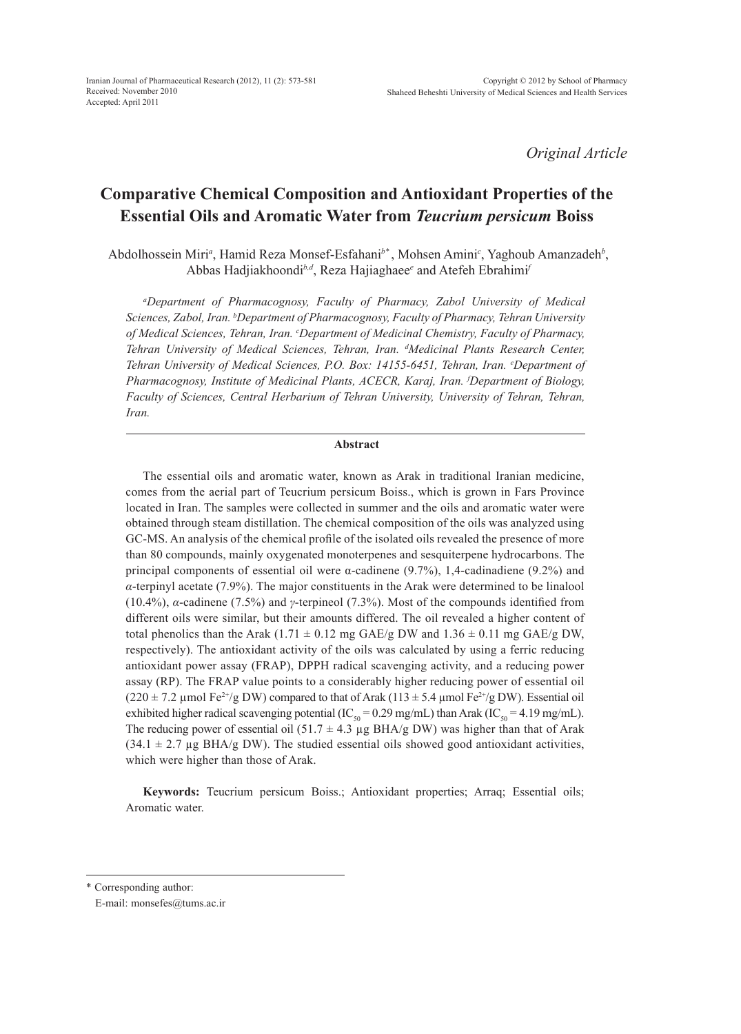Original Article

# Comparative Chemical Composition and Antioxidant Properties of the Essential Oils and Aromatic Water from *Teucrium persicum* Boiss

Abdolhossein Miri[a], Hamid Reza Monsef-Esfahani[b*], Mohsen Amini[c], Yaghoub Amanzadeh[b], Abbas Hadjiakhoondi[b,d], Reza Hajiaghaee[e] and Atefeh Ebrahimi[f]

*[a]Department of Pharmacognosy, Faculty of Pharmacy, Zabol University of Medical Sciences, Zabol, Iran. [b]Department of Pharmacognosy, Faculty of Pharmacy, Tehran University of Medical Sciences, Tehran, Iran. [c]Department of Medicinal Chemistry, Faculty of Pharmacy, Tehran University of Medical Sciences, Tehran, Iran. [d]Medicinal Plants Research Center, Tehran University of Medical Sciences, P.O. Box: 14155-6451, Tehran, Iran. [e]Department of Pharmacognosy, Institute of Medicinal Plants, ACECR, Karaj, Iran. [f]Department of Biology, Faculty of Sciences, Central Herbarium of Tehran University, University of Tehran, Tehran, Iran.*

## Abstract

The essential oils and aromatic water, known as Arak in traditional Iranian medicine, comes from the aerial part of Teucrium persicum Boiss., which is grown in Fars Province located in Iran. The samples were collected in summer and the oils and aromatic water were obtained through steam distillation. The chemical composition of the oils was analyzed using GC-MS. An analysis of the chemical profile of the isolated oils revealed the presence of more than 80 compounds, mainly oxygenated monoterpenes and sesquiterpene hydrocarbons. The principal components of essential oil were α-cadinene (9.7%), 1,4-cadinadiene (9.2%) and *α*-terpinyl acetate (7.9%). The major constituents in the Arak were determined to be linalool (10.4%), *α*-cadinene (7.5%) and *γ*-terpineol (7.3%). Most of the compounds identified from different oils were similar, but their amounts differed. The oil revealed a higher content of total phenolics than the Arak (1.71 ± 0.12 mg GAE/g DW and 1.36 ± 0.11 mg GAE/g DW, respectively). The antioxidant activity of the oils was calculated by using a ferric reducing antioxidant power assay (FRAP), DPPH radical scavenging activity, and a reducing power assay (RP). The FRAP value points to a considerably higher reducing power of essential oil (220 ± 7.2 µmol $Fe^{2+}$/g DW) compared to that of Arak (113 ± 5.4 µmol $Fe^{2+}$/g DW). Essential oil exhibited higher radical scavenging potential ($IC_{50}$ = 0.29 mg/mL) than Arak ($IC_{50}$ = 4.19 mg/mL). The reducing power of essential oil (51.7 ± 4.3 µg BHA/g DW) was higher than that of Arak (34.1 ± 2.7 µg BHA/g DW). The studied essential oils showed good antioxidant activities, which were higher than those of Arak.

**Keywords:** Teucrium persicum Boiss.; Antioxidant properties; Arraq; Essential oils; Aromatic water.

---

\* Corresponding author:  
E-mail: monsefes@tums.ac.ir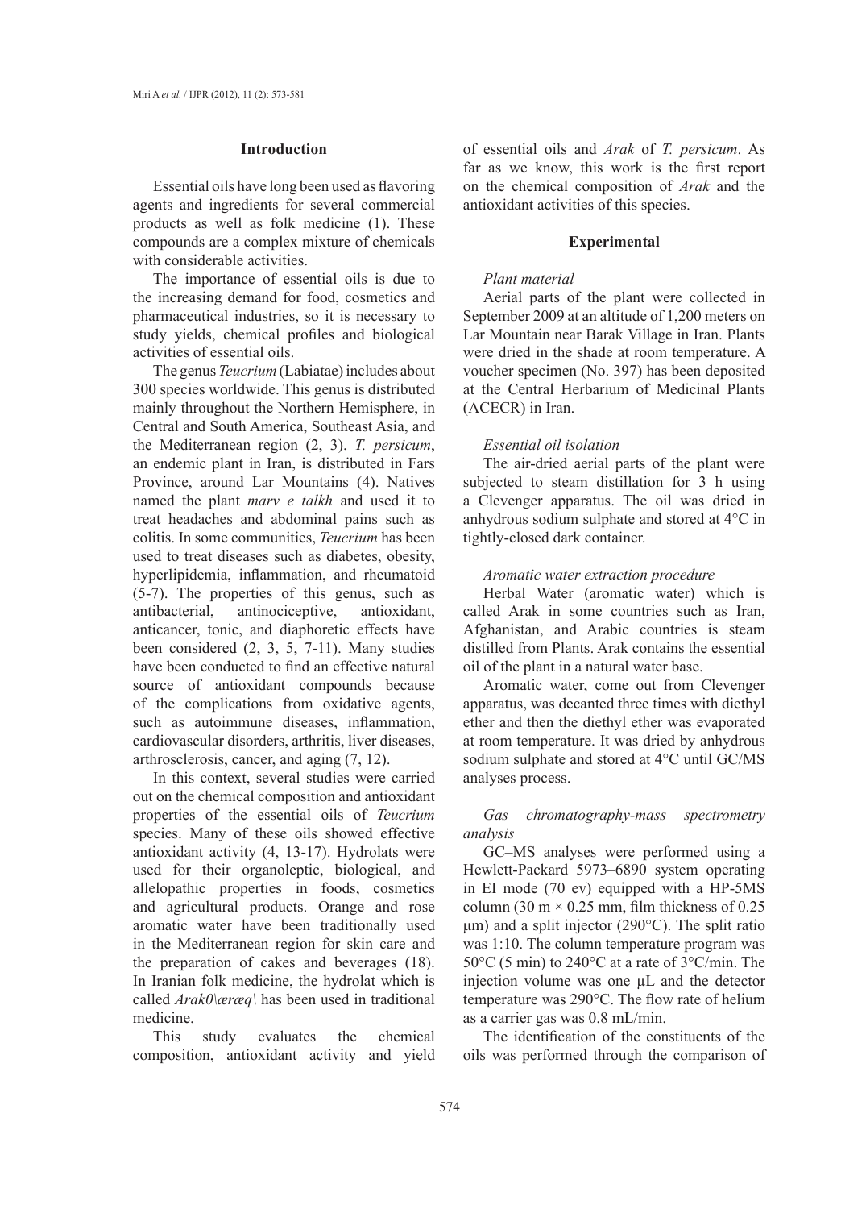## Introduction

Essential oils have long been used as flavoring agents and ingredients for several commercial products as well as folk medicine (1). These compounds are a complex mixture of chemicals with considerable activities.

The importance of essential oils is due to the increasing demand for food, cosmetics and pharmaceutical industries, so it is necessary to study yields, chemical profiles and biological activities of essential oils.

The genus *Teucrium* (Labiatae) includes about 300 species worldwide. This genus is distributed mainly throughout the Northern Hemisphere, in Central and South America, Southeast Asia, and the Mediterranean region (2, 3). *T. persicum*, an endemic plant in Iran, is distributed in Fars Province, around Lar Mountains (4). Natives named the plant *marv e talkh* and used it to treat headaches and abdominal pains such as colitis. In some communities, *Teucrium* has been used to treat diseases such as diabetes, obesity, hyperlipidemia, inflammation, and rheumatoid (5-7). The properties of this genus, such as antibacterial, antinociceptive, antioxidant, anticancer, tonic, and diaphoretic effects have been considered (2, 3, 5, 7-11). Many studies have been conducted to find an effective natural source of antioxidant compounds because of the complications from oxidative agents, such as autoimmune diseases, inflammation, cardiovascular disorders, arthritis, liver diseases, arthrosclerosis, cancer, and aging (7, 12).

In this context, several studies were carried out on the chemical composition and antioxidant properties of the essential oils of *Teucrium* species. Many of these oils showed effective antioxidant activity (4, 13-17). Hydrolats were used for their organoleptic, biological, and allelopathic properties in foods, cosmetics and agricultural products. Orange and rose aromatic water have been traditionally used in the Mediterranean region for skin care and the preparation of cakes and beverages (18). In Iranian folk medicine, the hydrolat which is called *Arak0\æræq\* has been used in traditional medicine.

This study evaluates the chemical composition, antioxidant activity and yield of essential oils and *Arak* of *T. persicum*. As far as we know, this work is the first report on the chemical composition of *Arak* and the antioxidant activities of this species.

## Experimental

### *Plant material*

Aerial parts of the plant were collected in September 2009 at an altitude of 1,200 meters on Lar Mountain near Barak Village in Iran. Plants were dried in the shade at room temperature. A voucher specimen (No. 397) has been deposited at the Central Herbarium of Medicinal Plants (ACECR) in Iran.

### *Essential oil isolation*

The air-dried aerial parts of the plant were subjected to steam distillation for 3 h using a Clevenger apparatus. The oil was dried in anhydrous sodium sulphate and stored at 4°C in tightly-closed dark container.

### *Aromatic water extraction procedure*

Herbal Water (aromatic water) which is called Arak in some countries such as Iran, Afghanistan, and Arabic countries is steam distilled from Plants. Arak contains the essential oil of the plant in a natural water base.

Aromatic water, come out from Clevenger apparatus, was decanted three times with diethyl ether and then the diethyl ether was evaporated at room temperature. It was dried by anhydrous sodium sulphate and stored at 4°C until GC/MS analyses process.

### *Gas chromatography-mass spectrometry analysis*

GC–MS analyses were performed using a Hewlett-Packard 5973–6890 system operating in EI mode (70 ev) equipped with a HP-5MS column (30 m × 0.25 mm, film thickness of 0.25 μm) and a split injector (290°C). The split ratio was 1:10. The column temperature program was 50°C (5 min) to 240°C at a rate of 3°C/min. The injection volume was one μL and the detector temperature was 290°C. The flow rate of helium as a carrier gas was 0.8 mL/min.

The identification of the constituents of the oils was performed through the comparison of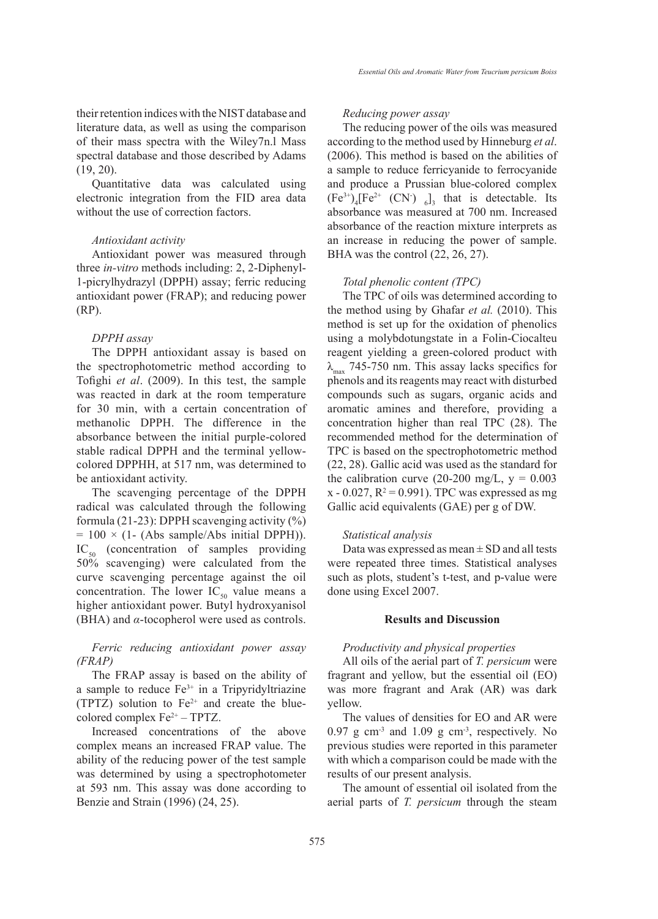their retention indices with the NIST database and literature data, as well as using the comparison of their mass spectra with the Wiley7n.l Mass spectral database and those described by Adams (19, 20).

Quantitative data was calculated using electronic integration from the FID area data without the use of correction factors.

### *Antioxidant activity*

Antioxidant power was measured through three *in-vitro* methods including: 2, 2-Diphenyl-1-picrylhydrazyl (DPPH) assay; ferric reducing antioxidant power (FRAP); and reducing power (RP).

### *DPPH assay*

The DPPH antioxidant assay is based on the spectrophotometric method according to Tofighi *et al*. (2009). In this test, the sample was reacted in dark at the room temperature for 30 min, with a certain concentration of methanolic DPPH. The difference in the absorbance between the initial purple-colored stable radical DPPH and the terminal yellow-colored DPPHH, at 517 nm, was determined to be antioxidant activity.

The scavenging percentage of the DPPH radical was calculated through the following formula (21-23): DPPH scavenging activity (%) $= 100 \times (1-$ (Abs sample/Abs initial DPPH)). $IC_{50}$ (concentration of samples providing 50% scavenging) were calculated from the curve scavenging percentage against the oil concentration. The lower $IC_{50}$ value means a higher antioxidant power. Butyl hydroxyanisol (BHA) and *α*-tocopherol were used as controls.

### *Ferric reducing antioxidant power assay (FRAP)*

The FRAP assay is based on the ability of a sample to reduce $Fe^{3+}$ in a Tripyridyltriazine (TPTZ) solution to $Fe^{2+}$ and create the blue-colored complex $Fe^{2+}$ – TPTZ.

Increased concentrations of the above complex means an increased FRAP value. The ability of the reducing power of the test sample was determined by using a spectrophotometer at 593 nm. This assay was done according to Benzie and Strain (1996) (24, 25).

### *Reducing power assay*

The reducing power of the oils was measured according to the method used by Hinneburg *et al*. (2006). This method is based on the abilities of a sample to reduce ferricyanide to ferrocyanide and produce a Prussian blue-colored complex $(Fe^{3+})_4[Fe^{2+}(CN^-)_6]_3$ that is detectable. Its absorbance was measured at 700 nm. Increased absorbance of the reaction mixture interprets as an increase in reducing the power of sample. BHA was the control (22, 26, 27).

### *Total phenolic content (TPC)*

The TPC of oils was determined according to the method using by Ghafar *et al.* (2010). This method is set up for the oxidation of phenolics using a molybdotungstate in a Folin-Ciocalteu reagent yielding a green-colored product with $\lambda_{max}$ 745-750 nm. This assay lacks specifics for phenols and its reagents may react with disturbed compounds such as sugars, organic acids and aromatic amines and therefore, providing a concentration higher than real TPC (28). The recommended method for the determination of TPC is based on the spectrophotometric method (22, 28). Gallic acid was used as the standard for the calibration curve (20-200 mg/L, $y = 0.003x - 0.027$, $R^2 = 0.991$). TPC was expressed as mg Gallic acid equivalents (GAE) per g of DW.

### *Statistical analysis*

Data was expressed as mean ± SD and all tests were repeated three times. Statistical analyses such as plots, student's t-test, and p-value were done using Excel 2007.

## Results and Discussion

### *Productivity and physical properties*

All oils of the aerial part of *T. persicum* were fragrant and yellow, but the essential oil (EO) was more fragrant and Arak (AR) was dark yellow.

The values of densities for EO and AR were 0.97 g cm$^{-3}$ and 1.09 g cm$^{-3}$, respectively. No previous studies were reported in this parameter with which a comparison could be made with the results of our present analysis.

The amount of essential oil isolated from the aerial parts of *T. persicum* through the steam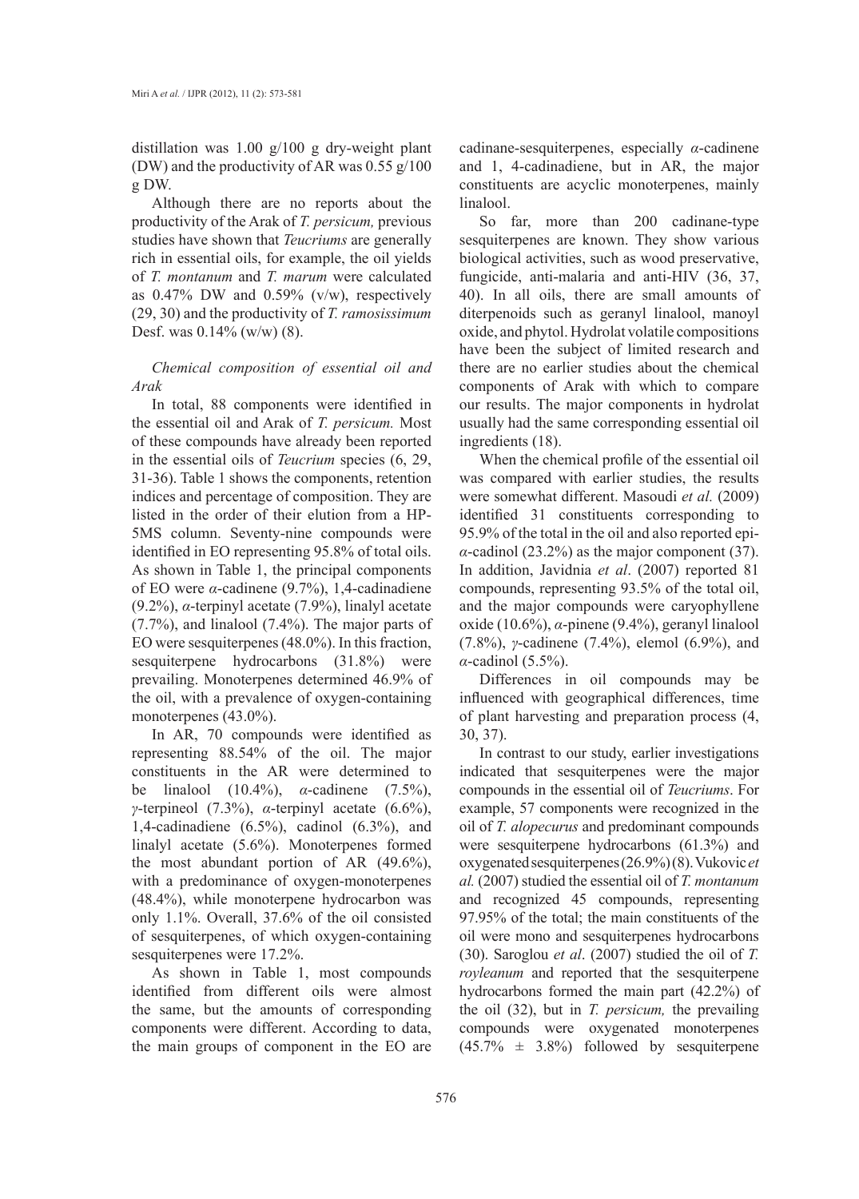distillation was 1.00 g/100 g dry-weight plant (DW) and the productivity of AR was 0.55 g/100 g DW.

Although there are no reports about the productivity of the Arak of *T. persicum,* previous studies have shown that *Teucriums* are generally rich in essential oils, for example, the oil yields of *T. montanum* and *T. marum* were calculated as 0.47% DW and 0.59% (v/w), respectively (29, 30) and the productivity of *T. ramosissimum* Desf. was 0.14% (w/w) (8).

### *Chemical composition of essential oil and Arak*

In total, 88 components were identified in the essential oil and Arak of *T. persicum.* Most of these compounds have already been reported in the essential oils of *Teucrium* species (6, 29, 31-36). Table 1 shows the components, retention indices and percentage of composition. They are listed in the order of their elution from a HP-5MS column. Seventy-nine compounds were identified in EO representing 95.8% of total oils. As shown in Table 1, the principal components of EO were *α*-cadinene (9.7%), 1,4-cadinadiene (9.2%), *α*-terpinyl acetate (7.9%), linalyl acetate (7.7%), and linalool (7.4%). The major parts of EO were sesquiterpenes (48.0%). In this fraction, sesquiterpene hydrocarbons (31.8%) were prevailing. Monoterpenes determined 46.9% of the oil, with a prevalence of oxygen-containing monoterpenes (43.0%).

In AR, 70 compounds were identified as representing 88.54% of the oil. The major constituents in the AR were determined to be linalool (10.4%), *α*-cadinene (7.5%), *γ*-terpineol (7.3%), *α*-terpinyl acetate (6.6%), 1,4-cadinadiene (6.5%), cadinol (6.3%), and linalyl acetate (5.6%). Monoterpenes formed the most abundant portion of AR (49.6%), with a predominance of oxygen-monoterpenes (48.4%), while monoterpene hydrocarbon was only 1.1%. Overall, 37.6% of the oil consisted of sesquiterpenes, of which oxygen-containing sesquiterpenes were 17.2%.

As shown in Table 1, most compounds identified from different oils were almost the same, but the amounts of corresponding components were different. According to data, the main groups of component in the EO are cadinane-sesquiterpenes, especially *α*-cadinene and 1, 4-cadinadiene, but in AR, the major constituents are acyclic monoterpenes, mainly linalool.

So far, more than 200 cadinane-type sesquiterpenes are known. They show various biological activities, such as wood preservative, fungicide, anti-malaria and anti-HIV (36, 37, 40). In all oils, there are small amounts of diterpenoids such as geranyl linalool, manoyl oxide, and phytol. Hydrolat volatile compositions have been the subject of limited research and there are no earlier studies about the chemical components of Arak with which to compare our results. The major components in hydrolat usually had the same corresponding essential oil ingredients (18).

When the chemical profile of the essential oil was compared with earlier studies, the results were somewhat different. Masoudi *et al.* (2009) identified 31 constituents corresponding to 95.9% of the total in the oil and also reported epi-*α*-cadinol (23.2%) as the major component (37). In addition, Javidnia *et al*. (2007) reported 81 compounds, representing 93.5% of the total oil, and the major compounds were caryophyllene oxide (10.6%), *α*-pinene (9.4%), geranyl linalool (7.8%), *γ*-cadinene (7.4%), elemol (6.9%), and *α*-cadinol (5.5%).

Differences in oil compounds may be influenced with geographical differences, time of plant harvesting and preparation process (4, 30, 37).

In contrast to our study, earlier investigations indicated that sesquiterpenes were the major compounds in the essential oil of *Teucriums*. For example, 57 components were recognized in the oil of *T. alopecurus* and predominant compounds were sesquiterpene hydrocarbons (61.3%) and oxygenated sesquiterpenes (26.9%) (8). Vukovic *et al.* (2007) studied the essential oil of *T. montanum* and recognized 45 compounds, representing 97.95% of the total; the main constituents of the oil were mono and sesquiterpenes hydrocarbons (30). Saroglou *et al*. (2007) studied the oil of *T. royleanum* and reported that the sesquiterpene hydrocarbons formed the main part (42.2%) of the oil (32), but in *T. persicum,* the prevailing compounds were oxygenated monoterpenes (45.7% ± 3.8%) followed by sesquiterpene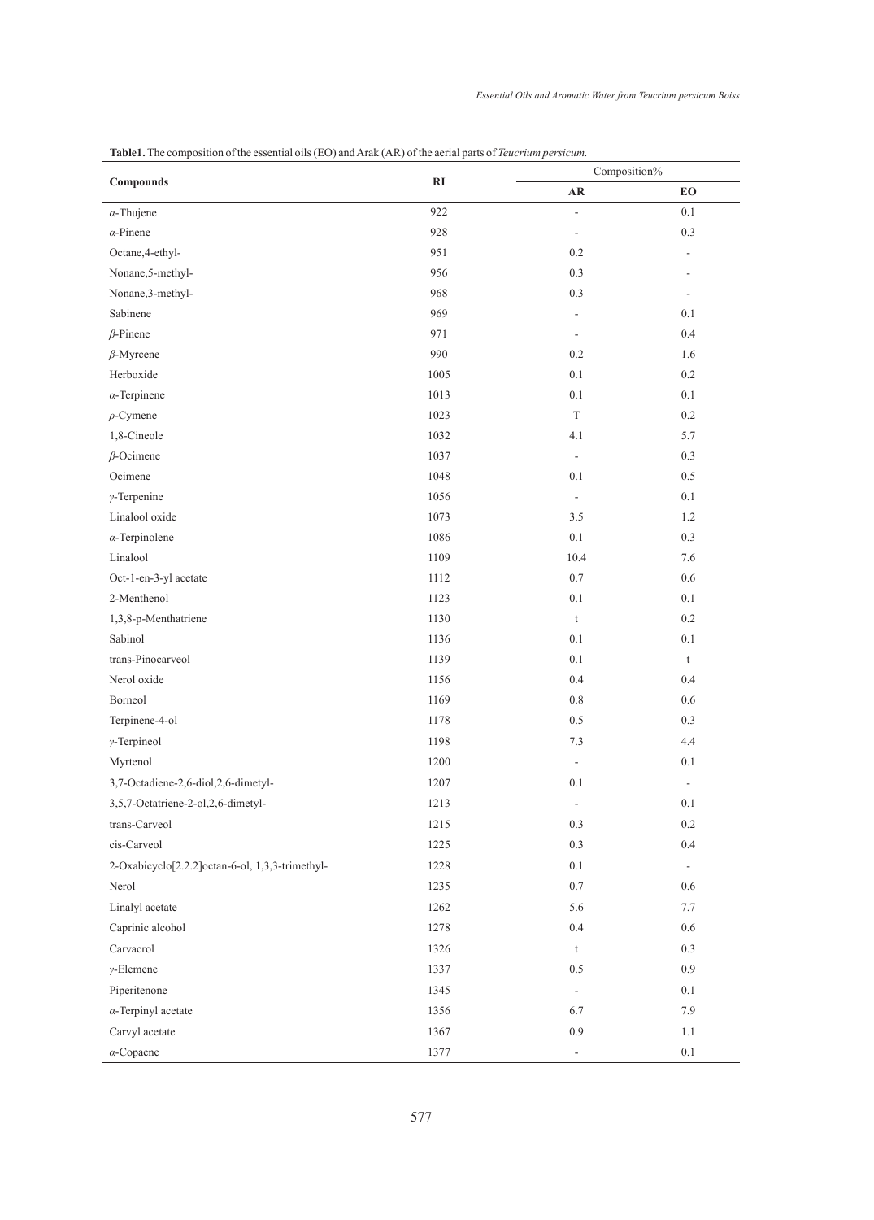**Table1.** The composition of the essential oils (EO) and Arak (AR) of the aerial parts of *Teucrium persicum*.

| Compounds | RI | Composition% | |
|---|---|---|---|
| | | AR | EO |
| α-Thujene | 922 | - | 0.1 |
| α-Pinene | 928 | - | 0.3 |
| Octane,4-ethyl- | 951 | 0.2 | - |
| Nonane,5-methyl- | 956 | 0.3 | - |
| Nonane,3-methyl- | 968 | 0.3 | - |
| Sabinene | 969 | - | 0.1 |
| β-Pinene | 971 | - | 0.4 |
| β-Myrcene | 990 | 0.2 | 1.6 |
| Herboxide | 1005 | 0.1 | 0.2 |
| α-Terpinene | 1013 | 0.1 | 0.1 |
| ρ-Cymene | 1023 | T | 0.2 |
| 1,8-Cineole | 1032 | 4.1 | 5.7 |
| β-Ocimene | 1037 | - | 0.3 |
| Ocimene | 1048 | 0.1 | 0.5 |
| γ-Terpenine | 1056 | - | 0.1 |
| Linalool oxide | 1073 | 3.5 | 1.2 |
| α-Terpinolene | 1086 | 0.1 | 0.3 |
| Linalool | 1109 | 10.4 | 7.6 |
| Oct-1-en-3-yl acetate | 1112 | 0.7 | 0.6 |
| 2-Menthenol | 1123 | 0.1 | 0.1 |
| 1,3,8-p-Menthatriene | 1130 | t | 0.2 |
| Sabinol | 1136 | 0.1 | 0.1 |
| trans-Pinocarveol | 1139 | 0.1 | t |
| Nerol oxide | 1156 | 0.4 | 0.4 |
| Borneol | 1169 | 0.8 | 0.6 |
| Terpinene-4-ol | 1178 | 0.5 | 0.3 |
| γ-Terpineol | 1198 | 7.3 | 4.4 |
| Myrtenol | 1200 | - | 0.1 |
| 3,7-Octadiene-2,6-diol,2,6-dimetyl- | 1207 | 0.1 | - |
| 3,5,7-Octatriene-2-ol,2,6-dimetyl- | 1213 | - | 0.1 |
| trans-Carveol | 1215 | 0.3 | 0.2 |
| cis-Carveol | 1225 | 0.3 | 0.4 |
| 2-Oxabicyclo[2.2.2]octan-6-ol, 1,3,3-trimethyl- | 1228 | 0.1 | - |
| Nerol | 1235 | 0.7 | 0.6 |
| Linalyl acetate | 1262 | 5.6 | 7.7 |
| Caprinic alcohol | 1278 | 0.4 | 0.6 |
| Carvacrol | 1326 | t | 0.3 |
| γ-Elemene | 1337 | 0.5 | 0.9 |
| Piperitenone | 1345 | - | 0.1 |
| α-Terpinyl acetate | 1356 | 6.7 | 7.9 |
| Carvyl acetate | 1367 | 0.9 | 1.1 |
| α-Copaene | 1377 | - | 0.1 |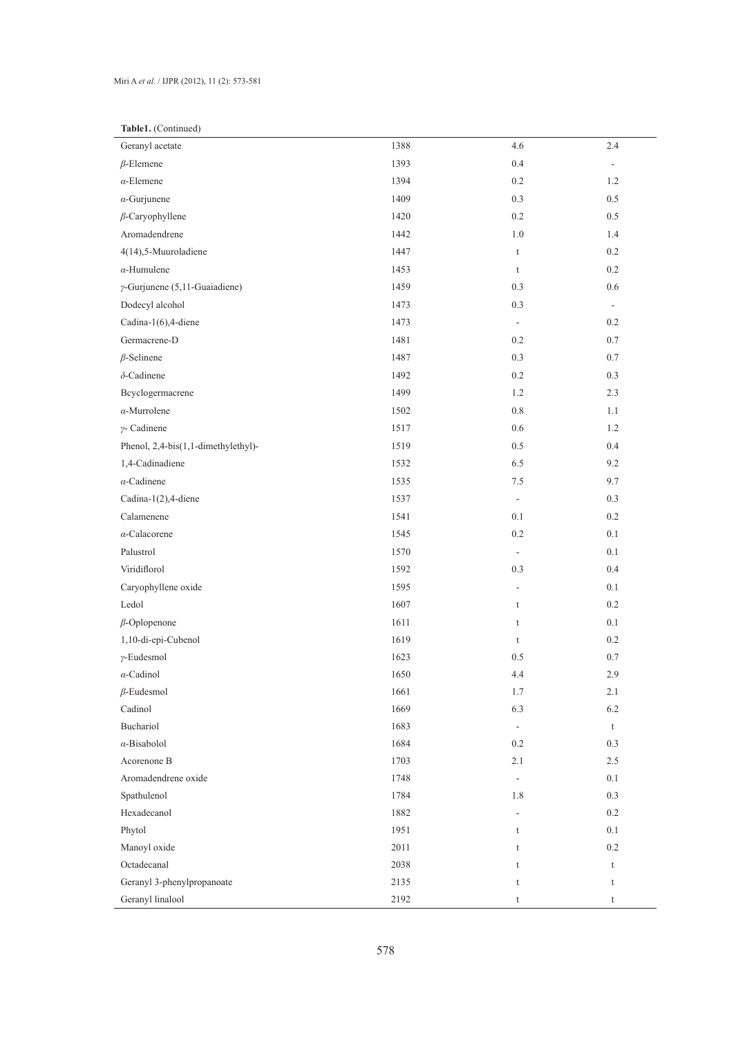**Table1.** (Continued)

| | | | |
|---|---|---|---|
| Geranyl acetate | 1388 | 4.6 | 2.4 |
| *β*-Elemene | 1393 | 0.4 | - |
| *α*-Elemene | 1394 | 0.2 | 1.2 |
| *α*-Gurjunene | 1409 | 0.3 | 0.5 |
| *β*-Caryophyllene | 1420 | 0.2 | 0.5 |
| Aromadendrene | 1442 | 1.0 | 1.4 |
| 4(14),5-Muuroladiene | 1447 | t | 0.2 |
| *α*-Humulene | 1453 | t | 0.2 |
| *γ*-Gurjunene (5,11-Guaiadiene) | 1459 | 0.3 | 0.6 |
| Dodecyl alcohol | 1473 | 0.3 | - |
| Cadina-1(6),4-diene | 1473 | - | 0.2 |
| Germacrene-D | 1481 | 0.2 | 0.7 |
| *β*-Selinene | 1487 | 0.3 | 0.7 |
| *δ*-Cadinene | 1492 | 0.2 | 0.3 |
| Bcyclogermacrene | 1499 | 1.2 | 2.3 |
| *α*-Murrolene | 1502 | 0.8 | 1.1 |
| *γ*- Cadinene | 1517 | 0.6 | 1.2 |
| Phenol, 2,4-bis(1,1-dimethylethyl)- | 1519 | 0.5 | 0.4 |
| 1,4-Cadinadiene | 1532 | 6.5 | 9.2 |
| *α*-Cadinene | 1535 | 7.5 | 9.7 |
| Cadina-1(2),4-diene | 1537 | - | 0.3 |
| Calamenene | 1541 | 0.1 | 0.2 |
| *α*-Calacorene | 1545 | 0.2 | 0.1 |
| Palustrol | 1570 | - | 0.1 |
| Viridiflorol | 1592 | 0.3 | 0.4 |
| Caryophyllene oxide | 1595 | - | 0.1 |
| Ledol | 1607 | t | 0.2 |
| *β*-Oplopenone | 1611 | t | 0.1 |
| 1,10-di-epi-Cubenol | 1619 | t | 0.2 |
| *γ*-Eudesmol | 1623 | 0.5 | 0.7 |
| *α*-Cadinol | 1650 | 4.4 | 2.9 |
| *β*-Eudesmol | 1661 | 1.7 | 2.1 |
| Cadinol | 1669 | 6.3 | 6.2 |
| Buchariol | 1683 | - | t |
| *α*-Bisabolol | 1684 | 0.2 | 0.3 |
| Acorenone B | 1703 | 2.1 | 2.5 |
| Aromadendrene oxide | 1748 | - | 0.1 |
| Spathulenol | 1784 | 1.8 | 0.3 |
| Hexadecanol | 1882 | - | 0.2 |
| Phytol | 1951 | t | 0.1 |
| Manoyl oxide | 2011 | t | 0.2 |
| Octadecanal | 2038 | t | t |
| Geranyl 3-phenylpropanoate | 2135 | t | t |
| Geranyl linalool | 2192 | t | t |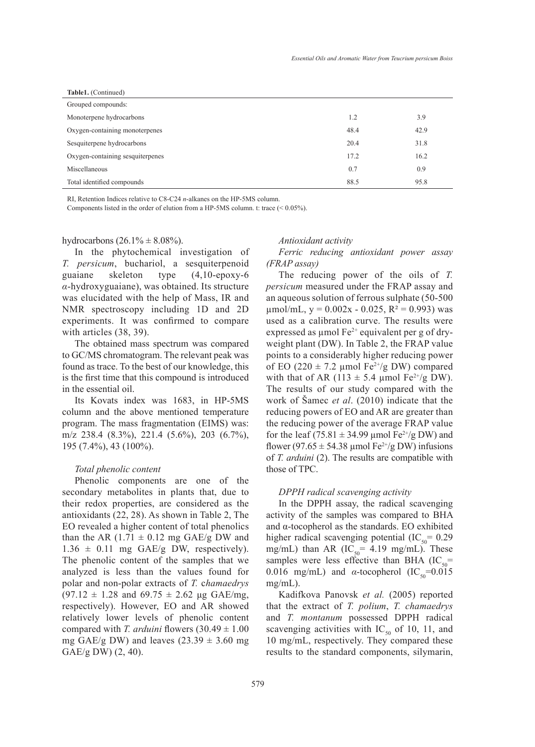**Table1.** (Continued)

| Grouped compounds: | | |
|---|---|---|
| Monoterpene hydrocarbons | 1.2 | 3.9 |
| Oxygen-containing monoterpenes | 48.4 | 42.9 |
| Sesquiterpene hydrocarbons | 20.4 | 31.8 |
| Oxygen-containing sesquiterpenes | 17.2 | 16.2 |
| Miscellaneous | 0.7 | 0.9 |
| Total identified compounds | 88.5 | 95.8 |

RI, Retention Indices relative to C8-C24 *n*-alkanes on the HP-5MS column.
Components listed in the order of elution from a HP-5MS column. t: trace (< 0.05%).

hydrocarbons (26.1% ± 8.08%).

In the phytochemical investigation of *T. persicum*, buchariol, a sesquiterpenoid guaiane skeleton type (4,10-epoxy-6 *α*-hydroxyguaiane), was obtained. Its structure was elucidated with the help of Mass, IR and NMR spectroscopy including 1D and 2D experiments. It was confirmed to compare with articles (38, 39).

The obtained mass spectrum was compared to GC/MS chromatogram. The relevant peak was found as trace. To the best of our knowledge, this is the first time that this compound is introduced in the essential oil.

Its Kovats index was 1683, in HP-5MS column and the above mentioned temperature program. The mass fragmentation (EIMS) was: m/z 238.4 (8.3%), 221.4 (5.6%), 203 (6.7%), 195 (7.4%), 43 (100%).

### *Total phenolic content*

Phenolic components are one of the secondary metabolites in plants that, due to their redox properties, are considered as the antioxidants (22, 28). As shown in Table 2, The EO revealed a higher content of total phenolics than the AR (1.71 ± 0.12 mg GAE/g DW and 1.36 ± 0.11 mg GAE/g DW, respectively). The phenolic content of the samples that we analyzed is less than the values found for polar and non-polar extracts of *T. chamaedrys* (97.12 ± 1.28 and 69.75 ± 2.62 µg GAE/mg, respectively). However, EO and AR showed relatively lower levels of phenolic content compared with *T. arduini* flowers (30.49 ± 1.00 mg GAE/g DW) and leaves (23.39 ± 3.60 mg GAE/g DW) (2, 40).

### *Antioxidant activity*

#### *Ferric reducing antioxidant power assay (FRAP assay)*

The reducing power of the oils of *T. persicum* measured under the FRAP assay and an aqueous solution of ferrous sulphate (50-500 µmol/mL, $y = 0.002x - 0.025$, $R^2 = 0.993$) was used as a calibration curve. The results were expressed as µmol $Fe^{2+}$ equivalent per g of dry-weight plant (DW). In Table 2, the FRAP value points to a considerably higher reducing power of EO (220 ± 7.2 µmol $Fe^{2+}$/g DW) compared with that of AR (113 ± 5.4 µmol $Fe^{2+}$/g DW). The results of our study compared with the work of Šamec *et al*. (2010) indicate that the reducing powers of EO and AR are greater than the reducing power of the average FRAP value for the leaf (75.81 ± 34.99 µmol $Fe^{2+}$/g DW) and flower (97.65 ± 54.38 µmol $Fe^{2+}$/g DW) infusions of *T. arduini* (2). The results are compatible with those of TPC.

#### *DPPH radical scavenging activity*

In the DPPH assay, the radical scavenging activity of the samples was compared to BHA and α-tocopherol as the standards. EO exhibited higher radical scavenging potential ($IC_{50}$= 0.29 mg/mL) than AR ($IC_{50}$= 4.19 mg/mL). These samples were less effective than BHA ($IC_{50}$= 0.016 mg/mL) and *α*-tocopherol ($IC_{50}$=0.015 mg/mL).

Kadifkova Panovsk *et al.* (2005) reported that the extract of *T. polium*, *T. chamaedrys* and *T. montanum* possessed DPPH radical scavenging activities with $IC_{50}$ of 10, 11, and 10 mg/mL, respectively. They compared these results to the standard components, silymarin,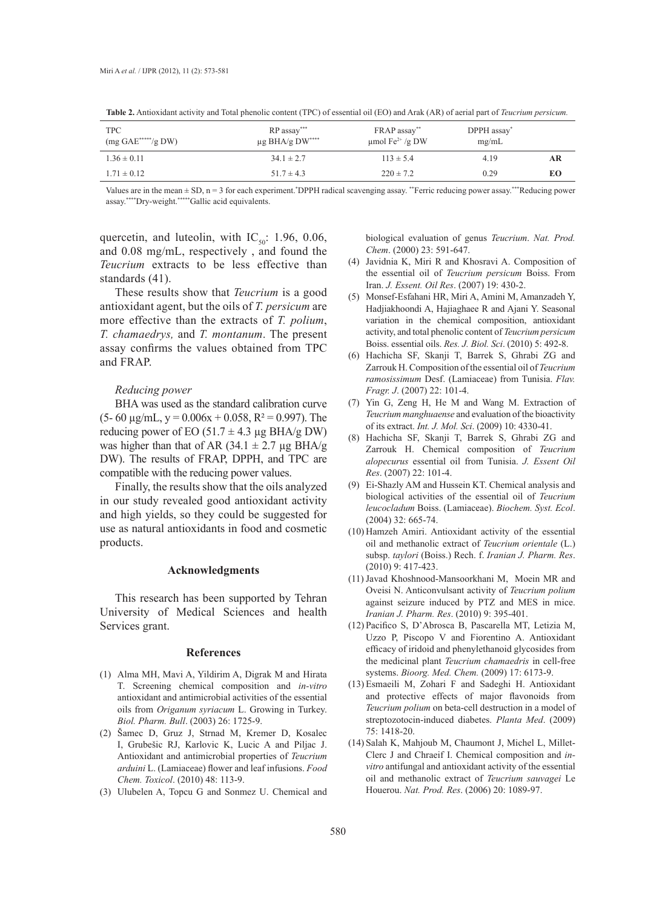**Table 2.** Antioxidant activity and Total phenolic content (TPC) of essential oil (EO) and Arak (AR) of aerial part of *Teucrium persicum.*

| TPC (mg GAE*****/g DW) | RP assay*** µg BHA/g DW**** | FRAP assay** µmol $Fe^{2+}$ /g DW | DPPH assay* mg/mL | |
|---|---|---|---|---|
| 1.36 ± 0.11 | 34.1 ± 2.7 | 113 ± 5.4 | 4.19 | **AR** |
| 1.71 ± 0.12 | 51.7 ± 4.3 | 220 ± 7.2 | 0.29 | **EO** |

Values are in the mean ± SD, n = 3 for each experiment.*DPPH radical scavenging assay. **Ferric reducing power assay.***Reducing power assay.****Dry-weight.*****Gallic acid equivalents.

quercetin, and luteolin, with $IC_{50}$: 1.96, 0.06, and 0.08 mg/mL, respectively , and found the *Teucrium* extracts to be less effective than standards (41).

These results show that *Teucrium* is a good antioxidant agent, but the oils of *T. persicum* are more effective than the extracts of *T. polium*, *T. chamaedrys,* and *T. montanum*. The present assay confirms the values obtained from TPC and FRAP.

*Reducing power*

BHA was used as the standard calibration curve (5- 60 µg/mL, $y = 0.006x + 0.058$, $R^2 = 0.997$). The reducing power of EO (51.7 ± 4.3 µg BHA/g DW) was higher than that of AR (34.1 ± 2.7 µg BHA/g DW). The results of FRAP, DPPH, and TPC are compatible with the reducing power values.

Finally, the results show that the oils analyzed in our study revealed good antioxidant activity and high yields, so they could be suggested for use as natural antioxidants in food and cosmetic products.

## Acknowledgments

This research has been supported by Tehran University of Medical Sciences and health Services grant.

## References

(1) Alma MH, Mavi A, Yildirim A, Digrak M and Hirata T. Screening chemical composition and *in-vitro* antioxidant and antimicrobial activities of the essential oils from *Origanum syriacum* L. Growing in Turkey. *Biol. Pharm. Bull*. (2003) 26: 1725-9.

(2) Šamec D, Gruz J, Strnad M, Kremer D, Kosalec I, Grubešic RJ, Karlovic K, Lucic A and Piljac J. Antioxidant and antimicrobial properties of *Teucrium arduini* L. (Lamiaceae) flower and leaf infusions. *Food Chem. Toxicol*. (2010) 48: 113-9.

(3) Ulubelen A, Topcu G and Sonmez U. Chemical and biological evaluation of genus *Teucrium*. *Nat. Prod. Chem*. (2000) 23: 591-647.

(4) Javidnia K, Miri R and Khosravi A. Composition of the essential oil of *Teucrium persicum* Boiss. From Iran. *J. Essent. Oil Res*. (2007) 19: 430-2.

(5) Monsef-Esfahani HR, Miri A, Amini M, Amanzadeh Y, Hadjiakhoondi A, Hajiaghaee R and Ajani Y. Seasonal variation in the chemical composition, antioxidant activity, and total phenolic content of *Teucrium persicum* Boiss. essential oils. *Res. J. Biol. Sci*. (2010) 5: 492-8.

(6) Hachicha SF, Skanji T, Barrek S, Ghrabi ZG and Zarrouk H. Composition of the essential oil of *Teucrium ramosissimum* Desf. (Lamiaceae) from Tunisia. *Flav. Fragr. J*. (2007) 22: 101-4.

(7) Yin G, Zeng H, He M and Wang M. Extraction of *Teucrium manghuaense* and evaluation of the bioactivity of its extract. *Int. J. Mol. Sci*. (2009) 10: 4330-41.

(8) Hachicha SF, Skanji T, Barrek S, Ghrabi ZG and Zarrouk H. Chemical composition of *Teucrium alopecurus* essential oil from Tunisia. *J. Essent Oil Res*. (2007) 22: 101-4.

(9) Ei-Shazly AM and Hussein KT. Chemical analysis and biological activities of the essential oil of *Teucrium leucocladum* Boiss. (Lamiaceae). *Biochem. Syst. Ecol*. (2004) 32: 665-74.

(10) Hamzeh Amiri. Antioxidant activity of the essential oil and methanolic extract of *Teucrium orientale* (L.) subsp. *taylori* (Boiss.) Rech. f. *Iranian J. Pharm. Res*. (2010) 9: 417-423.

(11) Javad Khoshnood-Mansoorkhani M, Moein MR and Oveisi N. Anticonvulsant activity of *Teucrium polium* against seizure induced by PTZ and MES in mice. *Iranian J. Pharm. Res*. (2010) 9: 395-401.

(12) Pacifico S, D'Abrosca B, Pascarella MT, Letizia M, Uzzo P, Piscopo V and Fiorentino A. Antioxidant efficacy of iridoid and phenylethanoid glycosides from the medicinal plant *Teucrium chamaedris* in cell-free systems. *Bioorg. Med. Chem.* (2009) 17: 6173-9.

(13) Esmaeili M, Zohari F and Sadeghi H. Antioxidant and protective effects of major flavonoids from *Teucrium polium* on beta-cell destruction in a model of streptozotocin-induced diabetes. *Planta Med*. (2009) 75: 1418-20.

(14) Salah K, Mahjoub M, Chaumont J, Michel L, Millet-Clerc J and Chraeif I. Chemical composition and *in-vitro* antifungal and antioxidant activity of the essential oil and methanolic extract of *Teucrium sauvagei* Le Houerou. *Nat. Prod. Res*. (2006) 20: 1089-97.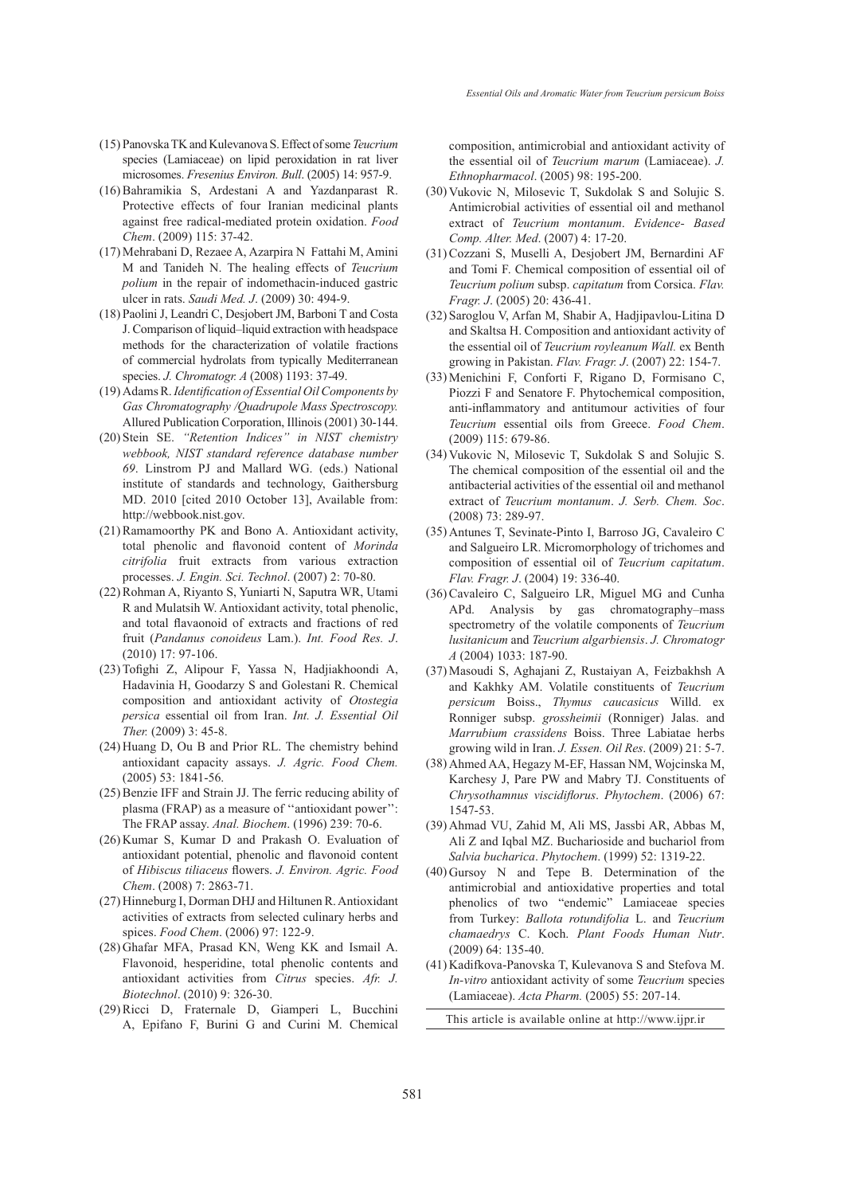(15) Panovska TK and Kulevanova S. Effect of some *Teucrium* species (Lamiaceae) on lipid peroxidation in rat liver microsomes. *Fresenius Environ. Bull*. (2005) 14: 957-9.

(16) Bahramikia S, Ardestani A and Yazdanparast R. Protective effects of four Iranian medicinal plants against free radical-mediated protein oxidation. *Food Chem*. (2009) 115: 37-42.

(17) Mehrabani D, Rezaee A, Azarpira N Fattahi M, Amini M and Tanideh N. The healing effects of *Teucrium polium* in the repair of indomethacin-induced gastric ulcer in rats. *Saudi Med. J*. (2009) 30: 494-9.

(18) Paolini J, Leandri C, Desjobert JM, Barboni T and Costa J. Comparison of liquid–liquid extraction with headspace methods for the characterization of volatile fractions of commercial hydrolats from typically Mediterranean species. *J. Chromatogr. A* (2008) 1193: 37-49.

(19) Adams R. *Identification of Essential Oil Components by Gas Chromatography /Quadrupole Mass Spectroscopy.* Allured Publication Corporation, Illinois (2001) 30-144.

(20) Stein SE. *"Retention Indices" in NIST chemistry webbook, NIST standard reference database number 69*. Linstrom PJ and Mallard WG. (eds.) National institute of standards and technology, Gaithersburg MD. 2010 [cited 2010 October 13], Available from: http://webbook.nist.gov.

(21) Ramamoorthy PK and Bono A. Antioxidant activity, total phenolic and flavonoid content of *Morinda citrifolia* fruit extracts from various extraction processes. *J. Engin. Sci. Technol*. (2007) 2: 70-80.

(22) Rohman A, Riyanto S, Yuniarti N, Saputra WR, Utami R and Mulatsih W. Antioxidant activity, total phenolic, and total flavaonoid of extracts and fractions of red fruit (*Pandanus conoideus* Lam.). *Int. Food Res. J*. (2010) 17: 97-106.

(23) Tofighi Z, Alipour F, Yassa N, Hadjiakhoondi A, Hadavinia H, Goodarzy S and Golestani R. Chemical composition and antioxidant activity of *Otostegia persica* essential oil from Iran. *Int. J. Essential Oil Ther.* (2009) 3: 45-8.

(24) Huang D, Ou B and Prior RL. The chemistry behind antioxidant capacity assays. *J. Agric. Food Chem.* (2005) 53: 1841-56.

(25) Benzie IFF and Strain JJ. The ferric reducing ability of plasma (FRAP) as a measure of ''antioxidant power'': The FRAP assay. *Anal. Biochem*. (1996) 239: 70-6.

(26) Kumar S, Kumar D and Prakash O. Evaluation of antioxidant potential, phenolic and flavonoid content of *Hibiscus tiliaceus* flowers. *J. Environ. Agric. Food Chem*. (2008) 7: 2863-71.

(27) Hinneburg I, Dorman DHJ and Hiltunen R. Antioxidant activities of extracts from selected culinary herbs and spices. *Food Chem*. (2006) 97: 122-9.

(28) Ghafar MFA, Prasad KN, Weng KK and Ismail A. Flavonoid, hesperidine, total phenolic contents and antioxidant activities from *Citrus* species. *Afr. J. Biotechnol*. (2010) 9: 326-30.

(29) Ricci D, Fraternale D, Giamperi L, Bucchini A, Epifano F, Burini G and Curini M. Chemical composition, antimicrobial and antioxidant activity of the essential oil of *Teucrium marum* (Lamiaceae). *J. Ethnopharmacol*. (2005) 98: 195-200.

(30) Vukovic N, Milosevic T, Sukdolak S and Solujic S. Antimicrobial activities of essential oil and methanol extract of *Teucrium montanum*. *Evidence- Based Comp. Alter. Med*. (2007) 4: 17-20.

(31) Cozzani S, Muselli A, Desjobert JM, Bernardini AF and Tomi F. Chemical composition of essential oil of *Teucrium polium* subsp. *capitatum* from Corsica. *Flav. Fragr. J*. (2005) 20: 436-41.

(32) Saroglou V, Arfan M, Shabir A, Hadjipavlou-Litina D and Skaltsa H. Composition and antioxidant activity of the essential oil of *Teucrium royleanum Wall.* ex Benth growing in Pakistan. *Flav. Fragr. J*. (2007) 22: 154-7.

(33) Menichini F, Conforti F, Rigano D, Formisano C, Piozzi F and Senatore F. Phytochemical composition, anti-inflammatory and antitumour activities of four *Teucrium* essential oils from Greece. *Food Chem*. (2009) 115: 679-86.

(34) Vukovic N, Milosevic T, Sukdolak S and Solujic S. The chemical composition of the essential oil and the antibacterial activities of the essential oil and methanol extract of *Teucrium montanum*. *J. Serb. Chem. Soc*. (2008) 73: 289-97.

(35) Antunes T, Sevinate-Pinto I, Barroso JG, Cavaleiro C and Salgueiro LR. Micromorphology of trichomes and composition of essential oil of *Teucrium capitatum*. *Flav. Fragr. J*. (2004) 19: 336-40.

(36) Cavaleiro C, Salgueiro LR, Miguel MG and Cunha APd. Analysis by gas chromatography–mass spectrometry of the volatile components of *Teucrium lusitanicum* and *Teucrium algarbiensis*. *J. Chromatogr A* (2004) 1033: 187-90.

(37) Masoudi S, Aghajani Z, Rustaiyan A, Feizbakhsh A and Kakhky AM. Volatile constituents of *Teucrium persicum* Boiss., *Thymus caucasicus* Willd. ex Ronniger subsp. *grossheimii* (Ronniger) Jalas. and *Marrubium crassidens* Boiss. Three Labiatae herbs growing wild in Iran. *J. Essen. Oil Res*. (2009) 21: 5-7.

(38) Ahmed AA, Hegazy M-EF, Hassan NM, Wojcinska M, Karchesy J, Pare PW and Mabry TJ. Constituents of *Chrysothamnus viscidiflorus*. *Phytochem*. (2006) 67: 1547-53.

(39) Ahmad VU, Zahid M, Ali MS, Jassbi AR, Abbas M, Ali Z and Iqbal MZ. Bucharioside and buchariol from *Salvia bucharica*. *Phytochem*. (1999) 52: 1319-22.

(40) Gursoy N and Tepe B. Determination of the antimicrobial and antioxidative properties and total phenolics of two "endemic" Lamiaceae species from Turkey: *Ballota rotundifolia* L. and *Teucrium chamaedrys* C. Koch. *Plant Foods Human Nutr*. (2009) 64: 135-40.

(41) Kadifkova-Panovska T, Kulevanova S and Stefova M. *In-vitro* antioxidant activity of some *Teucrium* species (Lamiaceae). *Acta Pharm.* (2005) 55: 207-14.

This article is available online at http://www.ijpr.ir